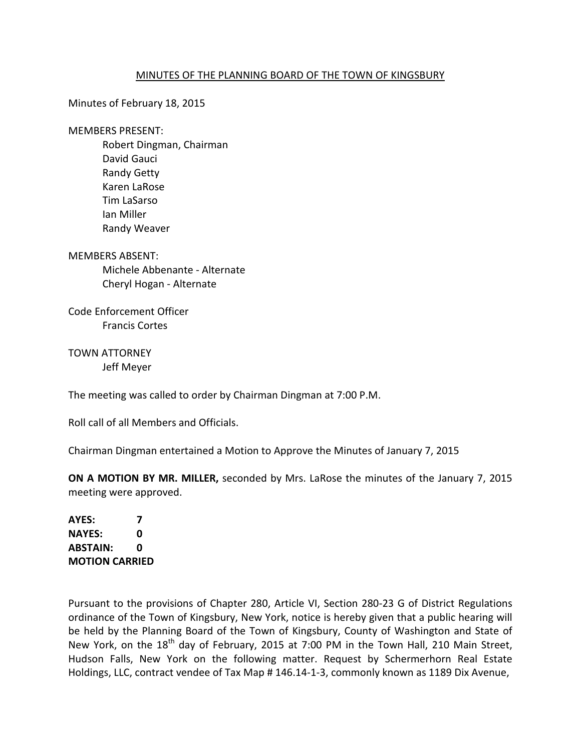<u>MINUTES OF THE PLANNING BOARD OF THE TOWN OF KINGSBURY</u>

Minutes of February 18, 2015

MEMBERS PRESENT:

Robert Dingman, Chairman
David Gauci
Randy Getty
Karen LaRose
Tim LaSarso
Ian Miller
Randy Weaver

MEMBERS ABSENT:

Michele Abbenante - Alternate
Cheryl Hogan - Alternate

Code Enforcement Officer

Francis Cortes

TOWN ATTORNEY

Jeff Meyer

The meeting was called to order by Chairman Dingman at 7:00 P.M.

Roll call of all Members and Officials.

Chairman Dingman entertained a Motion to Approve the Minutes of January 7, 2015

**ON A MOTION BY MR. MILLER,** seconded by Mrs. LaRose the minutes of the January 7, 2015 meeting were approved.

**AYES: 7**
**NAYES: 0**
**ABSTAIN: 0**
**MOTION CARRIED**

Pursuant to the provisions of Chapter 280, Article VI, Section 280-23 G of District Regulations ordinance of the Town of Kingsbury, New York, notice is hereby given that a public hearing will be held by the Planning Board of the Town of Kingsbury, County of Washington and State of New York, on the 18th day of February, 2015 at 7:00 PM in the Town Hall, 210 Main Street, Hudson Falls, New York on the following matter. Request by Schermerhorn Real Estate Holdings, LLC, contract vendee of Tax Map # 146.14-1-3, commonly known as 1189 Dix Avenue,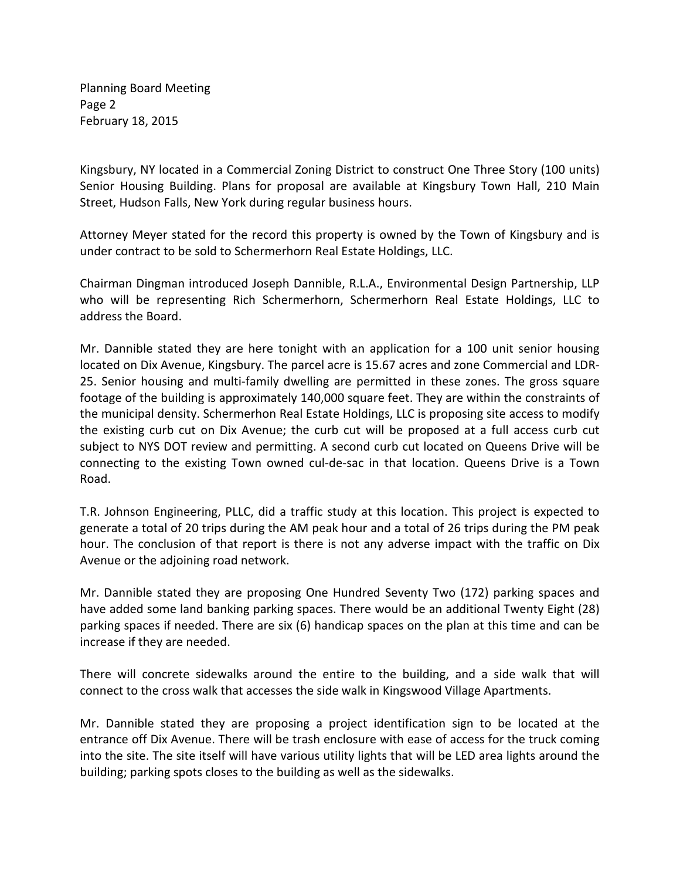Kingsbury, NY located in a Commercial Zoning District to construct One Three Story (100 units) Senior Housing Building. Plans for proposal are available at Kingsbury Town Hall, 210 Main Street, Hudson Falls, New York during regular business hours.

Attorney Meyer stated for the record this property is owned by the Town of Kingsbury and is under contract to be sold to Schermerhorn Real Estate Holdings, LLC.

Chairman Dingman introduced Joseph Dannible, R.L.A., Environmental Design Partnership, LLP who will be representing Rich Schermerhorn, Schermerhorn Real Estate Holdings, LLC to address the Board.

Mr. Dannible stated they are here tonight with an application for a 100 unit senior housing located on Dix Avenue, Kingsbury. The parcel acre is 15.67 acres and zone Commercial and LDR-25. Senior housing and multi-family dwelling are permitted in these zones. The gross square footage of the building is approximately 140,000 square feet. They are within the constraints of the municipal density. Schermerhon Real Estate Holdings, LLC is proposing site access to modify the existing curb cut on Dix Avenue; the curb cut will be proposed at a full access curb cut subject to NYS DOT review and permitting. A second curb cut located on Queens Drive will be connecting to the existing Town owned cul-de-sac in that location. Queens Drive is a Town Road.

T.R. Johnson Engineering, PLLC, did a traffic study at this location. This project is expected to generate a total of 20 trips during the AM peak hour and a total of 26 trips during the PM peak hour. The conclusion of that report is there is not any adverse impact with the traffic on Dix Avenue or the adjoining road network.

Mr. Dannible stated they are proposing One Hundred Seventy Two (172) parking spaces and have added some land banking parking spaces. There would be an additional Twenty Eight (28) parking spaces if needed. There are six (6) handicap spaces on the plan at this time and can be increase if they are needed.

There will concrete sidewalks around the entire to the building, and a side walk that will connect to the cross walk that accesses the side walk in Kingswood Village Apartments.

Mr. Dannible stated they are proposing a project identification sign to be located at the entrance off Dix Avenue. There will be trash enclosure with ease of access for the truck coming into the site. The site itself will have various utility lights that will be LED area lights around the building; parking spots closes to the building as well as the sidewalks.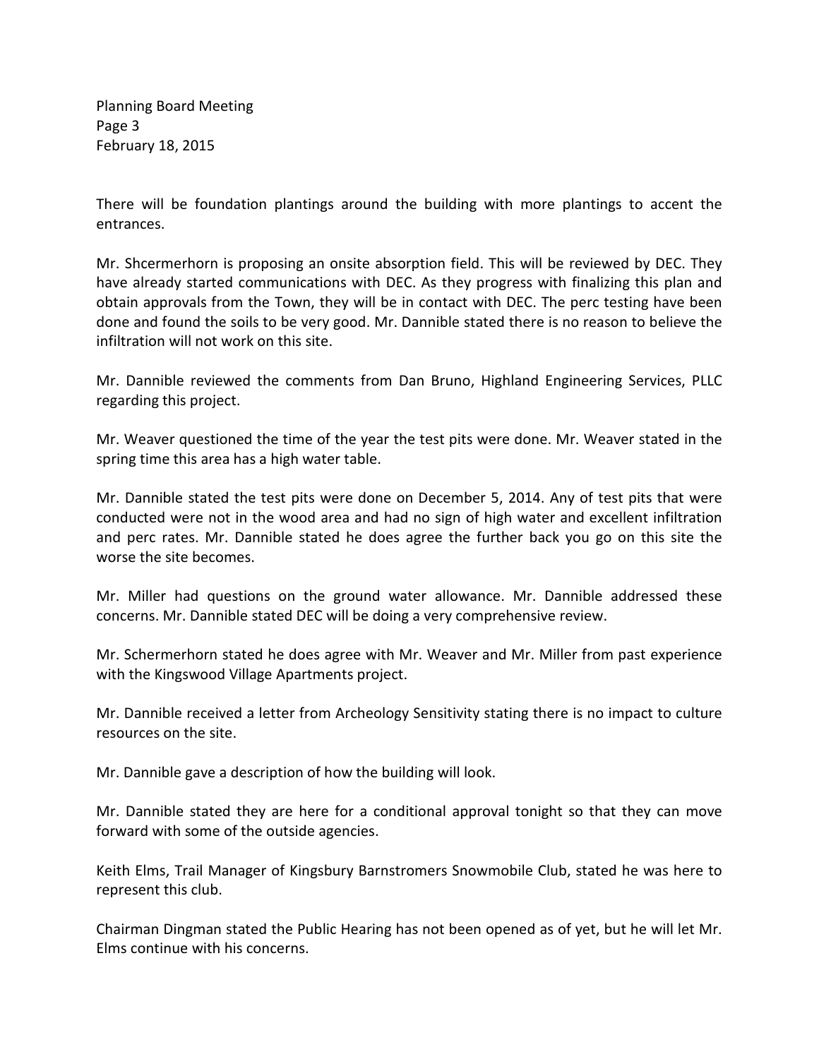There will be foundation plantings around the building with more plantings to accent the entrances.

Mr. Shcermerhorn is proposing an onsite absorption field. This will be reviewed by DEC. They have already started communications with DEC. As they progress with finalizing this plan and obtain approvals from the Town, they will be in contact with DEC. The perc testing have been done and found the soils to be very good. Mr. Dannible stated there is no reason to believe the infiltration will not work on this site.

Mr. Dannible reviewed the comments from Dan Bruno, Highland Engineering Services, PLLC regarding this project.

Mr. Weaver questioned the time of the year the test pits were done. Mr. Weaver stated in the spring time this area has a high water table.

Mr. Dannible stated the test pits were done on December 5, 2014. Any of test pits that were conducted were not in the wood area and had no sign of high water and excellent infiltration and perc rates. Mr. Dannible stated he does agree the further back you go on this site the worse the site becomes.

Mr. Miller had questions on the ground water allowance. Mr. Dannible addressed these concerns. Mr. Dannible stated DEC will be doing a very comprehensive review.

Mr. Schermerhorn stated he does agree with Mr. Weaver and Mr. Miller from past experience with the Kingswood Village Apartments project.

Mr. Dannible received a letter from Archeology Sensitivity stating there is no impact to culture resources on the site.

Mr. Dannible gave a description of how the building will look.

Mr. Dannible stated they are here for a conditional approval tonight so that they can move forward with some of the outside agencies.

Keith Elms, Trail Manager of Kingsbury Barnstromers Snowmobile Club, stated he was here to represent this club.

Chairman Dingman stated the Public Hearing has not been opened as of yet, but he will let Mr. Elms continue with his concerns.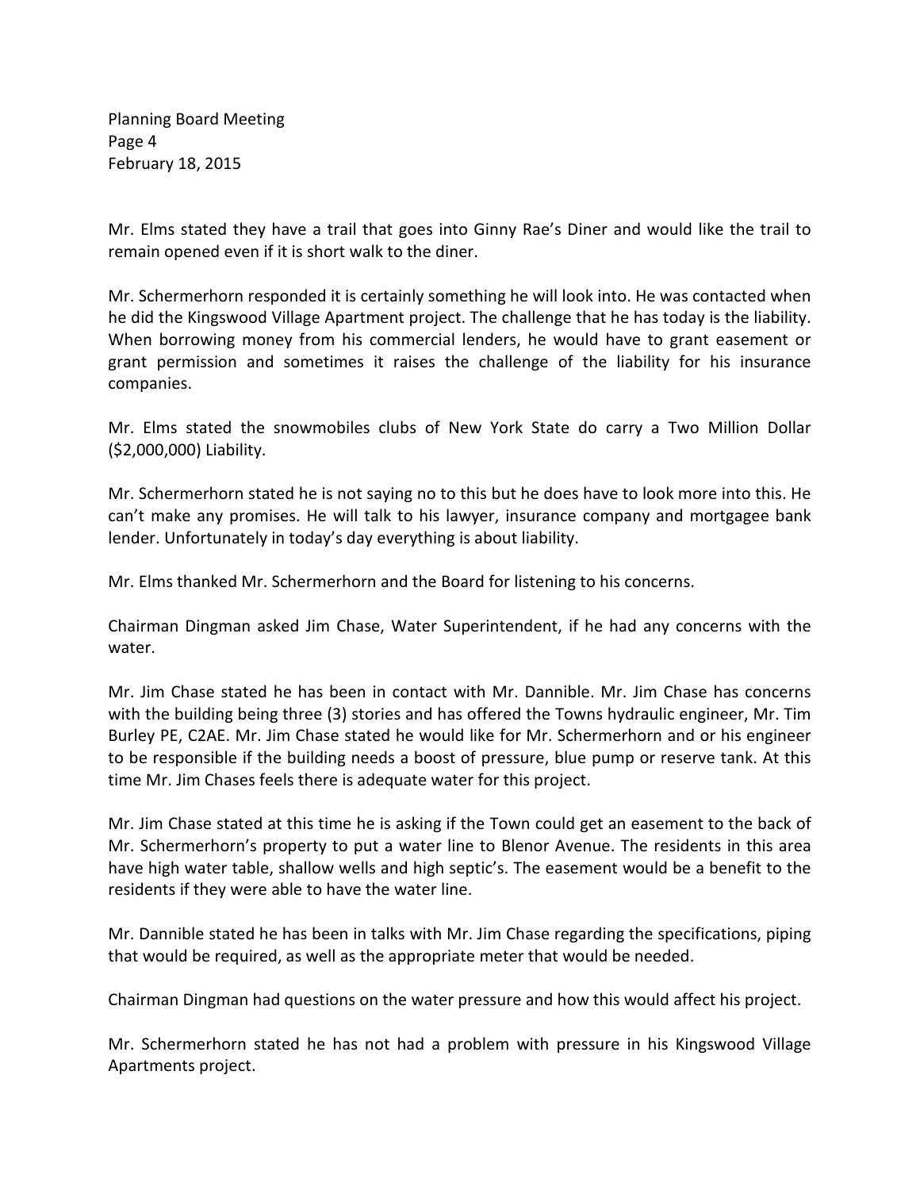Mr. Elms stated they have a trail that goes into Ginny Rae's Diner and would like the trail to remain opened even if it is short walk to the diner.

Mr. Schermerhorn responded it is certainly something he will look into. He was contacted when he did the Kingswood Village Apartment project. The challenge that he has today is the liability. When borrowing money from his commercial lenders, he would have to grant easement or grant permission and sometimes it raises the challenge of the liability for his insurance companies.

Mr. Elms stated the snowmobiles clubs of New York State do carry a Two Million Dollar ($2,000,000) Liability.

Mr. Schermerhorn stated he is not saying no to this but he does have to look more into this. He can't make any promises. He will talk to his lawyer, insurance company and mortgagee bank lender. Unfortunately in today's day everything is about liability.

Mr. Elms thanked Mr. Schermerhorn and the Board for listening to his concerns.

Chairman Dingman asked Jim Chase, Water Superintendent, if he had any concerns with the water.

Mr. Jim Chase stated he has been in contact with Mr. Dannible. Mr. Jim Chase has concerns with the building being three (3) stories and has offered the Towns hydraulic engineer, Mr. Tim Burley PE, C2AE. Mr. Jim Chase stated he would like for Mr. Schermerhorn and or his engineer to be responsible if the building needs a boost of pressure, blue pump or reserve tank. At this time Mr. Jim Chases feels there is adequate water for this project.

Mr. Jim Chase stated at this time he is asking if the Town could get an easement to the back of Mr. Schermerhorn's property to put a water line to Blenor Avenue. The residents in this area have high water table, shallow wells and high septic's. The easement would be a benefit to the residents if they were able to have the water line.

Mr. Dannible stated he has been in talks with Mr. Jim Chase regarding the specifications, piping that would be required, as well as the appropriate meter that would be needed.

Chairman Dingman had questions on the water pressure and how this would affect his project.

Mr. Schermerhorn stated he has not had a problem with pressure in his Kingswood Village Apartments project.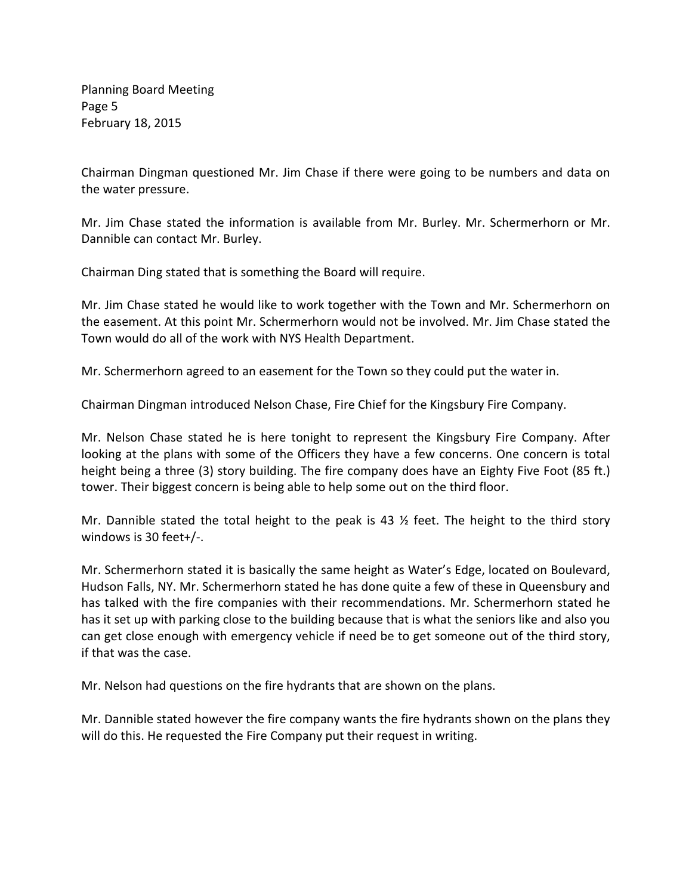Chairman Dingman questioned Mr. Jim Chase if there were going to be numbers and data on the water pressure.

Mr. Jim Chase stated the information is available from Mr. Burley. Mr. Schermerhorn or Mr. Dannible can contact Mr. Burley.

Chairman Ding stated that is something the Board will require.

Mr. Jim Chase stated he would like to work together with the Town and Mr. Schermerhorn on the easement. At this point Mr. Schermerhorn would not be involved. Mr. Jim Chase stated the Town would do all of the work with NYS Health Department.

Mr. Schermerhorn agreed to an easement for the Town so they could put the water in.

Chairman Dingman introduced Nelson Chase, Fire Chief for the Kingsbury Fire Company.

Mr. Nelson Chase stated he is here tonight to represent the Kingsbury Fire Company. After looking at the plans with some of the Officers they have a few concerns. One concern is total height being a three (3) story building. The fire company does have an Eighty Five Foot (85 ft.) tower. Their biggest concern is being able to help some out on the third floor.

Mr. Dannible stated the total height to the peak is 43 ½ feet. The height to the third story windows is 30 feet+/-.

Mr. Schermerhorn stated it is basically the same height as Water's Edge, located on Boulevard, Hudson Falls, NY. Mr. Schermerhorn stated he has done quite a few of these in Queensbury and has talked with the fire companies with their recommendations. Mr. Schermerhorn stated he has it set up with parking close to the building because that is what the seniors like and also you can get close enough with emergency vehicle if need be to get someone out of the third story, if that was the case.

Mr. Nelson had questions on the fire hydrants that are shown on the plans.

Mr. Dannible stated however the fire company wants the fire hydrants shown on the plans they will do this. He requested the Fire Company put their request in writing.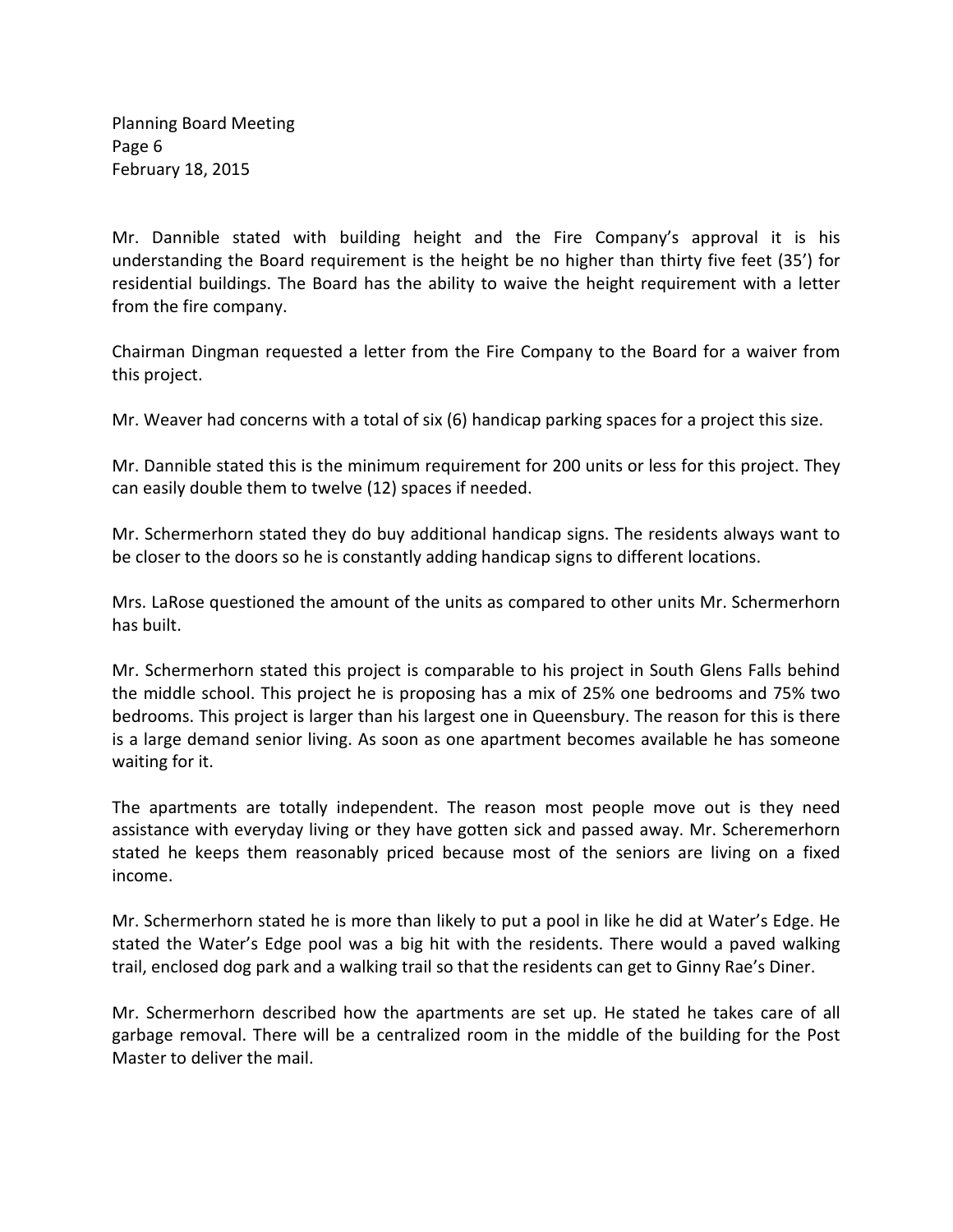Mr. Dannible stated with building height and the Fire Company's approval it is his understanding the Board requirement is the height be no higher than thirty five feet (35') for residential buildings. The Board has the ability to waive the height requirement with a letter from the fire company.

Chairman Dingman requested a letter from the Fire Company to the Board for a waiver from this project.

Mr. Weaver had concerns with a total of six (6) handicap parking spaces for a project this size.

Mr. Dannible stated this is the minimum requirement for 200 units or less for this project. They can easily double them to twelve (12) spaces if needed.

Mr. Schermerhorn stated they do buy additional handicap signs. The residents always want to be closer to the doors so he is constantly adding handicap signs to different locations.

Mrs. LaRose questioned the amount of the units as compared to other units Mr. Schermerhorn has built.

Mr. Schermerhorn stated this project is comparable to his project in South Glens Falls behind the middle school. This project he is proposing has a mix of 25% one bedrooms and 75% two bedrooms. This project is larger than his largest one in Queensbury. The reason for this is there is a large demand senior living. As soon as one apartment becomes available he has someone waiting for it.

The apartments are totally independent. The reason most people move out is they need assistance with everyday living or they have gotten sick and passed away. Mr. Scheremerhorn stated he keeps them reasonably priced because most of the seniors are living on a fixed income.

Mr. Schermerhorn stated he is more than likely to put a pool in like he did at Water's Edge. He stated the Water's Edge pool was a big hit with the residents. There would a paved walking trail, enclosed dog park and a walking trail so that the residents can get to Ginny Rae's Diner.

Mr. Schermerhorn described how the apartments are set up. He stated he takes care of all garbage removal. There will be a centralized room in the middle of the building for the Post Master to deliver the mail.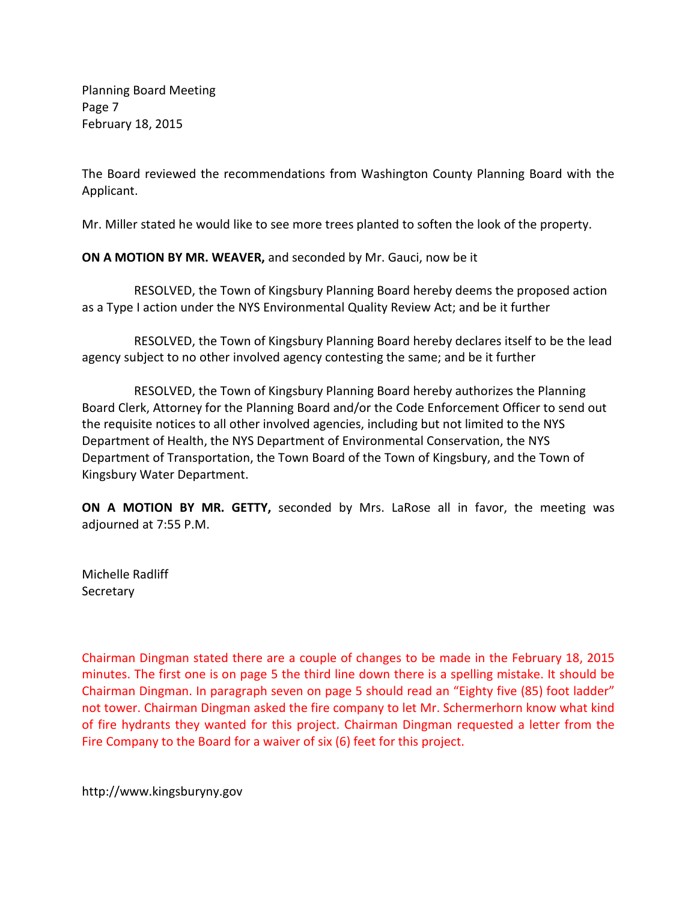The Board reviewed the recommendations from Washington County Planning Board with the Applicant.

Mr. Miller stated he would like to see more trees planted to soften the look of the property.

**ON A MOTION BY MR. WEAVER,** and seconded by Mr. Gauci, now be it

RESOLVED, the Town of Kingsbury Planning Board hereby deems the proposed action as a Type I action under the NYS Environmental Quality Review Act; and be it further

RESOLVED, the Town of Kingsbury Planning Board hereby declares itself to be the lead agency subject to no other involved agency contesting the same; and be it further

RESOLVED, the Town of Kingsbury Planning Board hereby authorizes the Planning Board Clerk, Attorney for the Planning Board and/or the Code Enforcement Officer to send out the requisite notices to all other involved agencies, including but not limited to the NYS Department of Health, the NYS Department of Environmental Conservation, the NYS Department of Transportation, the Town Board of the Town of Kingsbury, and the Town of Kingsbury Water Department.

**ON A MOTION BY MR. GETTY,** seconded by Mrs. LaRose all in favor, the meeting was adjourned at 7:55 P.M.

Michelle Radliff
Secretary

Chairman Dingman stated there are a couple of changes to be made in the February 18, 2015 minutes. The first one is on page 5 the third line down there is a spelling mistake. It should be Chairman Dingman. In paragraph seven on page 5 should read an "Eighty five (85) foot ladder" not tower. Chairman Dingman asked the fire company to let Mr. Schermerhorn know what kind of fire hydrants they wanted for this project. Chairman Dingman requested a letter from the Fire Company to the Board for a waiver of six (6) feet for this project.

http://www.kingsburyny.gov